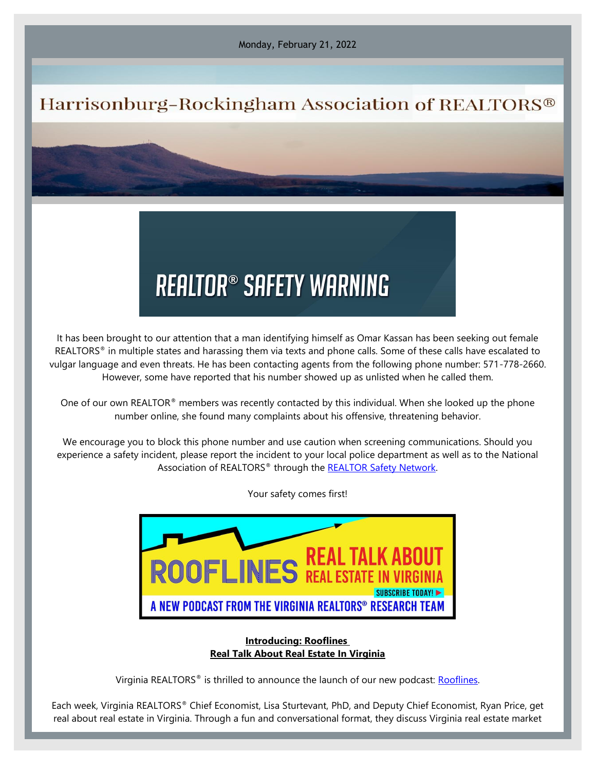Monday, February 21, 2022

# Harrisonburg-Rockingham Association of REALTORS®

## REALTOR® SAFETY WARNING

It has been brought to our attention that a man identifying himself as Omar Kassan has been seeking out female REALTORS® in multiple states and harassing them via texts and phone calls. Some of these calls have escalated to vulgar language and even threats. He has been contacting agents from the following phone number: 571-778-2660. However, some have reported that his number showed up as unlisted when he called them.

One of our own REALTOR® members was recently contacted by this individual. When she looked up the phone number online, she found many complaints about his offensive, threatening behavior.

We encourage you to block this phone number and use caution when screening communications. Should you experience a safety incident, please report the incident to your local police department as well as to the National Association of REALTORS® through the REALTOR Safety Network.

Your safety comes first!

ROOFLINES REAL TALK ABOUT REAL ESTATE IN VIRGINIA
SUBSCRIBE TODAY!
A NEW PODCAST FROM THE VIRGINIA REALTORS® RESEARCH TEAM

**Introducing: Rooflines**
**Real Talk About Real Estate In Virginia**

Virginia REALTORS® is thrilled to announce the launch of our new podcast: Rooflines.

Each week, Virginia REALTORS® Chief Economist, Lisa Sturtevant, PhD, and Deputy Chief Economist, Ryan Price, get real about real estate in Virginia. Through a fun and conversational format, they discuss Virginia real estate market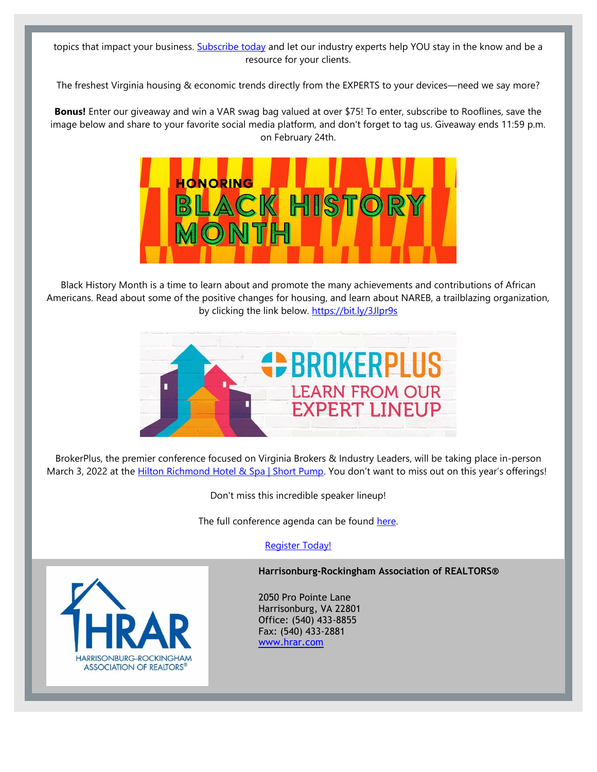topics that impact your business. [Subscribe today] and let our industry experts help YOU stay in the know and be a resource for your clients.

The freshest Virginia housing & economic trends directly from the EXPERTS to your devices—need we say more?

**Bonus!** Enter our giveaway and win a VAR swag bag valued at over $75! To enter, subscribe to Rooflines, save the image below and share to your favorite social media platform, and don't forget to tag us. Giveaway ends 11:59 p.m. on February 24th.

HONORING BLACK HISTORY MONTH

Black History Month is a time to learn about and promote the many achievements and contributions of African Americans. Read about some of the positive changes for housing, and learn about NAREB, a trailblazing organization, by clicking the link below. https://bit.ly/3Jlpr9s

BROKERPLUS LEARN FROM OUR EXPERT LINEUP

BrokerPlus, the premier conference focused on Virginia Brokers & Industry Leaders, will be taking place in-person March 3, 2022 at the Hilton Richmond Hotel & Spa | Short Pump. You don't want to miss out on this year's offerings!

Don't miss this incredible speaker lineup!

The full conference agenda can be found here.

Register Today!

HRAR HARRISONBURG-ROCKINGHAM ASSOCIATION OF REALTORS®

**Harrisonburg-Rockingham Association of REALTORS®**

2050 Pro Pointe Lane
Harrisonburg, VA 22801
Office: (540) 433-8855
Fax: (540) 433-2881
www.hrar.com